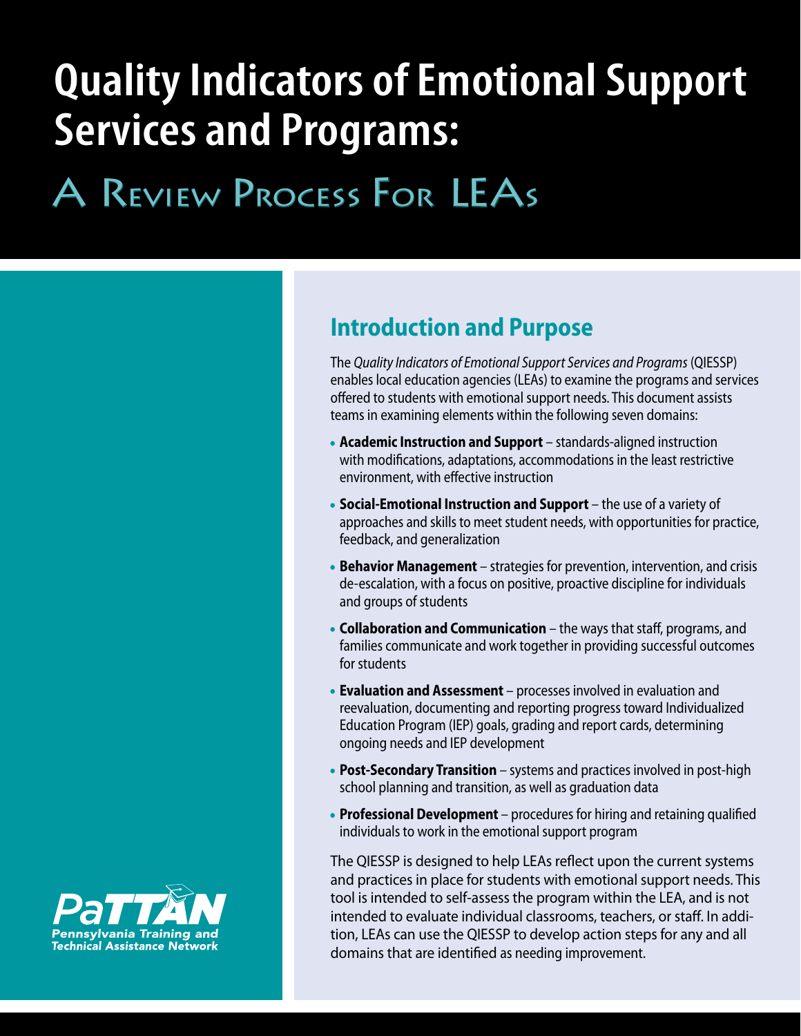# Quality Indicators of Emotional Support Services and Programs:

## A Review Process For LEAs

PaTTAN
Pennsylvania Training and Technical Assistance Network

## Introduction and Purpose

The *Quality Indicators of Emotional Support Services and Programs* (QIESSP) enables local education agencies (LEAs) to examine the programs and services offered to students with emotional support needs. This document assists teams in examining elements within the following seven domains:

- **Academic Instruction and Support** – standards-aligned instruction with modifications, adaptations, accommodations in the least restrictive environment, with effective instruction
- **Social-Emotional Instruction and Support** – the use of a variety of approaches and skills to meet student needs, with opportunities for practice, feedback, and generalization
- **Behavior Management** – strategies for prevention, intervention, and crisis de-escalation, with a focus on positive, proactive discipline for individuals and groups of students
- **Collaboration and Communication** – the ways that staff, programs, and families communicate and work together in providing successful outcomes for students
- **Evaluation and Assessment** – processes involved in evaluation and reevaluation, documenting and reporting progress toward Individualized Education Program (IEP) goals, grading and report cards, determining ongoing needs and IEP development
- **Post-Secondary Transition** – systems and practices involved in post-high school planning and transition, as well as graduation data
- **Professional Development** – procedures for hiring and retaining qualified individuals to work in the emotional support program

The QIESSP is designed to help LEAs reflect upon the current systems and practices in place for students with emotional support needs. This tool is intended to self-assess the program within the LEA, and is not intended to evaluate individual classrooms, teachers, or staff. In addition, LEAs can use the QIESSP to develop action steps for any and all domains that are identified as needing improvement.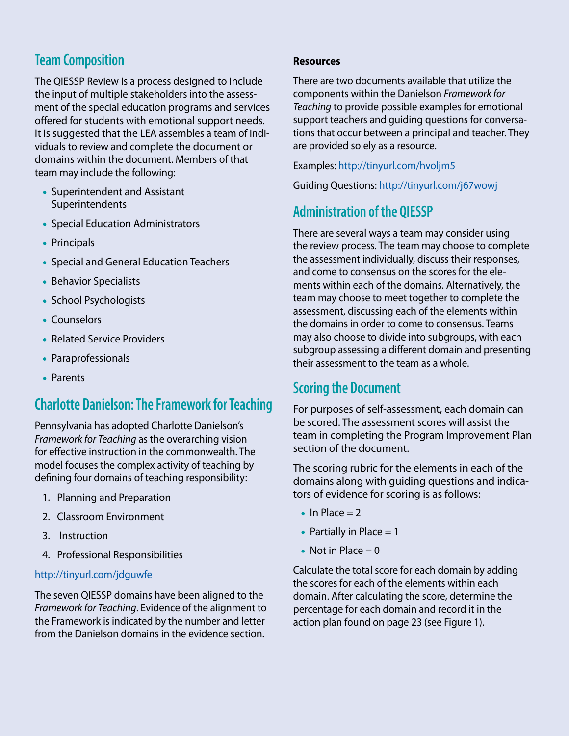## Team Composition

The QIESSP Review is a process designed to include the input of multiple stakeholders into the assessment of the special education programs and services offered for students with emotional support needs. It is suggested that the LEA assembles a team of individuals to review and complete the document or domains within the document. Members of that team may include the following:

- Superintendent and Assistant Superintendents
- Special Education Administrators
- Principals
- Special and General Education Teachers
- Behavior Specialists
- School Psychologists
- Counselors
- Related Service Providers
- Paraprofessionals
- Parents

## Charlotte Danielson: The Framework for Teaching

Pennsylvania has adopted Charlotte Danielson's *Framework for Teaching* as the overarching vision for effective instruction in the commonwealth. The model focuses the complex activity of teaching by defining four domains of teaching responsibility:

1. Planning and Preparation
2. Classroom Environment
3. Instruction
4. Professional Responsibilities

http://tinyurl.com/jdguwfe

The seven QIESSP domains have been aligned to the *Framework for Teaching*. Evidence of the alignment to the Framework is indicated by the number and letter from the Danielson domains in the evidence section.

**Resources**

There are two documents available that utilize the components within the Danielson *Framework for Teaching* to provide possible examples for emotional support teachers and guiding questions for conversations that occur between a principal and teacher. They are provided solely as a resource.

Examples: http://tinyurl.com/hvoljm5

Guiding Questions: http://tinyurl.com/j67wowj

## Administration of the QIESSP

There are several ways a team may consider using the review process. The team may choose to complete the assessment individually, discuss their responses, and come to consensus on the scores for the elements within each of the domains. Alternatively, the team may choose to meet together to complete the assessment, discussing each of the elements within the domains in order to come to consensus. Teams may also choose to divide into subgroups, with each subgroup assessing a different domain and presenting their assessment to the team as a whole.

## Scoring the Document

For purposes of self-assessment, each domain can be scored. The assessment scores will assist the team in completing the Program Improvement Plan section of the document.

The scoring rubric for the elements in each of the domains along with guiding questions and indicators of evidence for scoring is as follows:

- In Place = 2
- Partially in Place = 1
- Not in Place = 0

Calculate the total score for each domain by adding the scores for each of the elements within each domain. After calculating the score, determine the percentage for each domain and record it in the action plan found on page 23 (see Figure 1).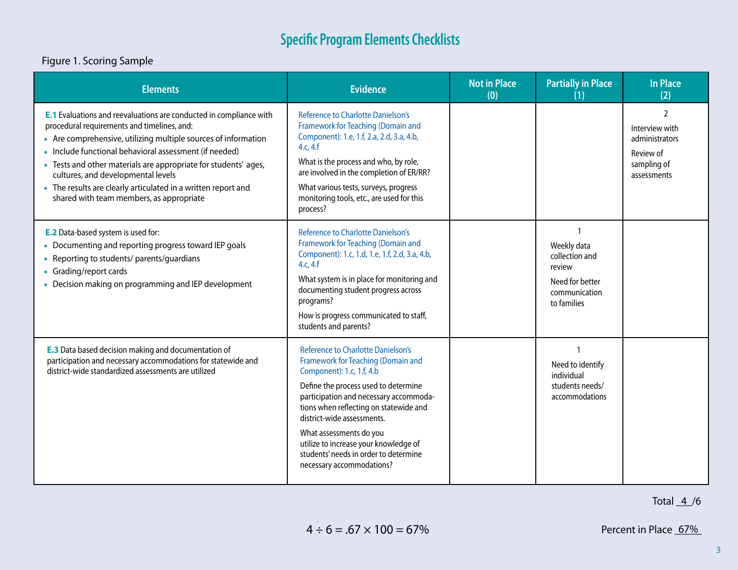# Specific Program Elements Checklists

Figure 1. Scoring Sample

| Elements | Evidence | Not in Place (0) | Partially in Place (1) | In Place (2) |
|---|---|---|---|---|
| **E.1** Evaluations and reevaluations are conducted in compliance with procedural requirements and timelines, and:<br>• Are comprehensive, utilizing multiple sources of information<br>• Include functional behavioral assessment (if needed)<br>• Tests and other materials are appropriate for students' ages, cultures, and developmental levels<br>• The results are clearly articulated in a written report and shared with team members, as appropriate | Reference to Charlotte Danielson's Framework for Teaching (Domain and Component): 1.e, 1.f, 2.a, 2.d, 3.a, 4.b, 4.c, 4.f<br>What is the process and who, by role, are involved in the completion of ER/RR?<br>What various tests, surveys, progress monitoring tools, etc., are used for this process? | | | 2<br>Interview with administrators<br>Review of sampling of assessments |
| **E.2** Data-based system is used for:<br>• Documenting and reporting progress toward IEP goals<br>• Reporting to students/ parents/guardians<br>• Grading/report cards<br>• Decision making on programming and IEP development | Reference to Charlotte Danielson's Framework for Teaching (Domain and Component): 1.c, 1.d, 1.e, 1.f, 2.d, 3.a, 4.b, 4.c, 4.f<br>What system is in place for monitoring and documenting student progress across programs?<br>How is progress communicated to staff, students and parents? | | 1<br>Weekly data collection and review<br>Need for better communication to families | |
| **E.3** Data based decision making and documentation of participation and necessary accommodations for statewide and district-wide standardized assessments are utilized | Reference to Charlotte Danielson's Framework for Teaching (Domain and Component): 1.c, 1.f, 4.b<br>Define the process used to determine participation and necessary accommodations when reflecting on statewide and district-wide assessments.<br>What assessments do you utilize to increase your knowledge of students' needs in order to determine necessary accommodations? | | 1<br>Need to identify individual students needs/ accommodations | |

Total 4 /6

$4 \div 6 = .67 \times 100 = 67\%$

Percent in Place 67%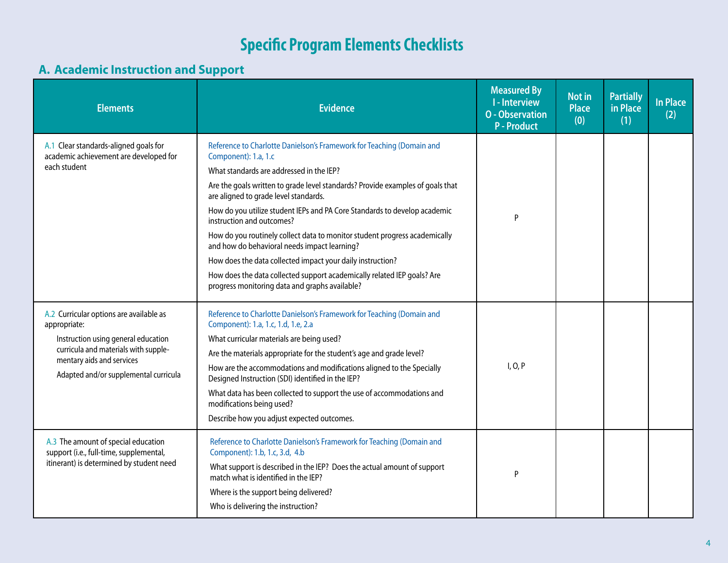# Specific Program Elements Checklists

## A. Academic Instruction and Support

| Elements | Evidence | Measured By<br>I - Interview<br>O - Observation<br>P - Product | Not in Place (0) | Partially in Place (1) | In Place (2) |
|---|---|---|---|---|---|
| A.1 Clear standards-aligned goals for academic achievement are developed for each student | Reference to Charlotte Danielson's Framework for Teaching (Domain and Component): 1.a, 1.c<br>What standards are addressed in the IEP?<br>Are the goals written to grade level standards? Provide examples of goals that are aligned to grade level standards.<br>How do you utilize student IEPs and PA Core Standards to develop academic instruction and outcomes?<br>How do you routinely collect data to monitor student progress academically and how do behavioral needs impact learning?<br>How does the data collected impact your daily instruction?<br>How does the data collected support academically related IEP goals? Are progress monitoring data and graphs available? | P | | | |
| A.2 Curricular options are available as appropriate:<br>Instruction using general education curricula and materials with supplementary aids and services<br>Adapted and/or supplemental curricula | Reference to Charlotte Danielson's Framework for Teaching (Domain and Component): 1.a, 1.c, 1.d, 1.e, 2.a<br>What curricular materials are being used?<br>Are the materials appropriate for the student's age and grade level?<br>How are the accommodations and modifications aligned to the Specially Designed Instruction (SDI) identified in the IEP?<br>What data has been collected to support the use of accommodations and modifications being used?<br>Describe how you adjust expected outcomes. | I, O, P | | | |
| A.3 The amount of special education support (i.e., full-time, supplemental, itinerant) is determined by student need | Reference to Charlotte Danielson's Framework for Teaching (Domain and Component): 1.b, 1.c, 3.d, 4.b<br>What support is described in the IEP? Does the actual amount of support match what is identified in the IEP?<br>Where is the support being delivered?<br>Who is delivering the instruction? | P | | | |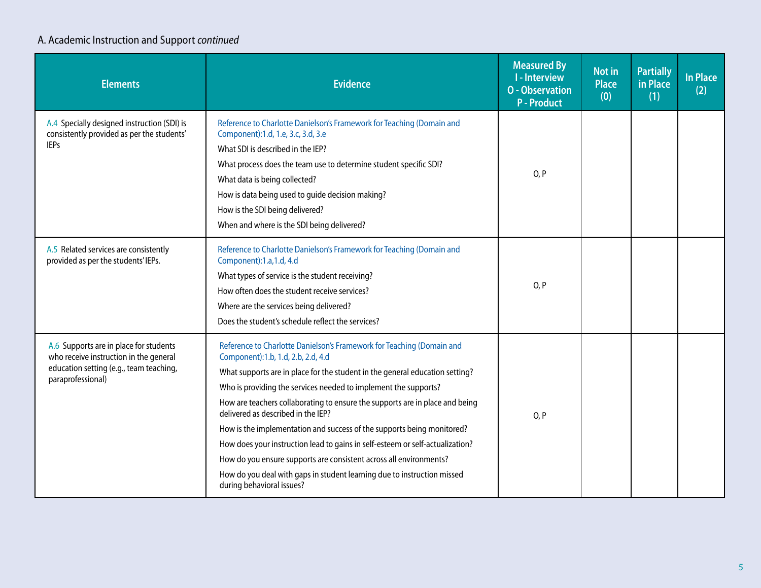A. Academic Instruction and Support *continued*

| Elements | Evidence | Measured By<br>I - Interview<br>O - Observation<br>P - Product | Not in Place (0) | Partially in Place (1) | In Place (2) |
|---|---|---|---|---|---|
| A.4 Specially designed instruction (SDI) is consistently provided as per the students' IEPs | Reference to Charlotte Danielson's Framework for Teaching (Domain and Component):1.d, 1.e, 3.c, 3.d, 3.e<br>What SDI is described in the IEP?<br>What process does the team use to determine student specific SDI?<br>What data is being collected?<br>How is data being used to guide decision making?<br>How is the SDI being delivered?<br>When and where is the SDI being delivered? | O, P | | | |
| A.5 Related services are consistently provided as per the students' IEPs. | Reference to Charlotte Danielson's Framework for Teaching (Domain and Component):1.a,1.d, 4.d<br>What types of service is the student receiving?<br>How often does the student receive services?<br>Where are the services being delivered?<br>Does the student's schedule reflect the services? | O, P | | | |
| A.6 Supports are in place for students who receive instruction in the general education setting (e.g., team teaching, paraprofessional) | Reference to Charlotte Danielson's Framework for Teaching (Domain and Component):1.b, 1.d, 2.b, 2.d, 4.d<br>What supports are in place for the student in the general education setting?<br>Who is providing the services needed to implement the supports?<br>How are teachers collaborating to ensure the supports are in place and being delivered as described in the IEP?<br>How is the implementation and success of the supports being monitored?<br>How does your instruction lead to gains in self-esteem or self-actualization?<br>How do you ensure supports are consistent across all environments?<br>How do you deal with gaps in student learning due to instruction missed during behavioral issues? | O, P | | | |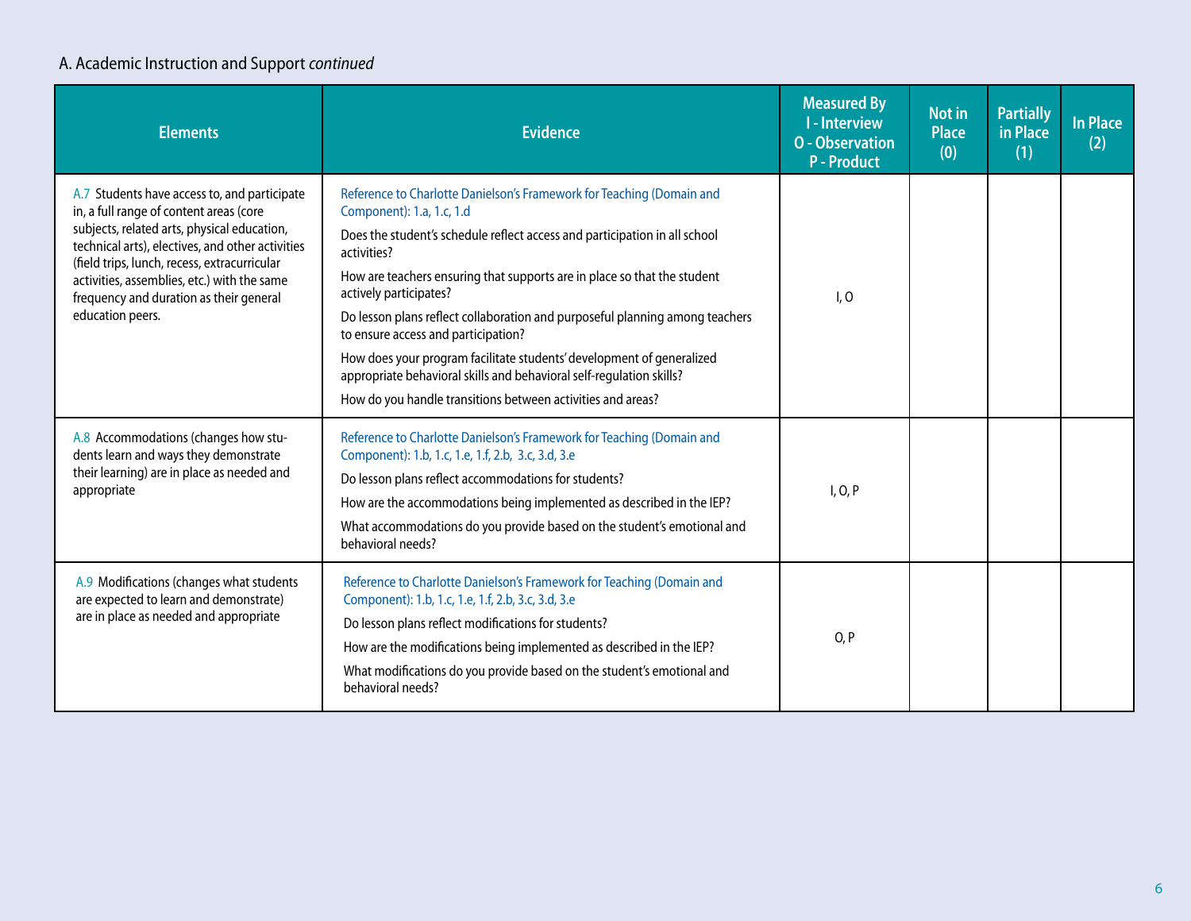A. Academic Instruction and Support *continued*

| Elements | Evidence | Measured By I - Interview O - Observation P - Product | Not in Place (0) | Partially in Place (1) | In Place (2) |
|---|---|---|---|---|---|
| A.7 Students have access to, and participate in, a full range of content areas (core subjects, related arts, physical education, technical arts), electives, and other activities (field trips, lunch, recess, extracurricular activities, assemblies, etc.) with the same frequency and duration as their general education peers. | Reference to Charlotte Danielson's Framework for Teaching (Domain and Component): 1.a, 1.c, 1.d<br><br>Does the student's schedule reflect access and participation in all school activities?<br><br>How are teachers ensuring that supports are in place so that the student actively participates?<br><br>Do lesson plans reflect collaboration and purposeful planning among teachers to ensure access and participation?<br><br>How does your program facilitate students' development of generalized appropriate behavioral skills and behavioral self-regulation skills?<br><br>How do you handle transitions between activities and areas? | I, O | | | |
| A.8 Accommodations (changes how students learn and ways they demonstrate their learning) are in place as needed and appropriate | Reference to Charlotte Danielson's Framework for Teaching (Domain and Component): 1.b, 1.c, 1.e, 1.f, 2.b, 3.c, 3.d, 3.e<br><br>Do lesson plans reflect accommodations for students?<br><br>How are the accommodations being implemented as described in the IEP?<br><br>What accommodations do you provide based on the student's emotional and behavioral needs? | I, O, P | | | |
| A.9 Modifications (changes what students are expected to learn and demonstrate) are in place as needed and appropriate | Reference to Charlotte Danielson's Framework for Teaching (Domain and Component): 1.b, 1.c, 1.e, 1.f, 2.b, 3.c, 3.d, 3.e<br><br>Do lesson plans reflect modifications for students?<br><br>How are the modifications being implemented as described in the IEP?<br><br>What modifications do you provide based on the student's emotional and behavioral needs? | O, P | | | |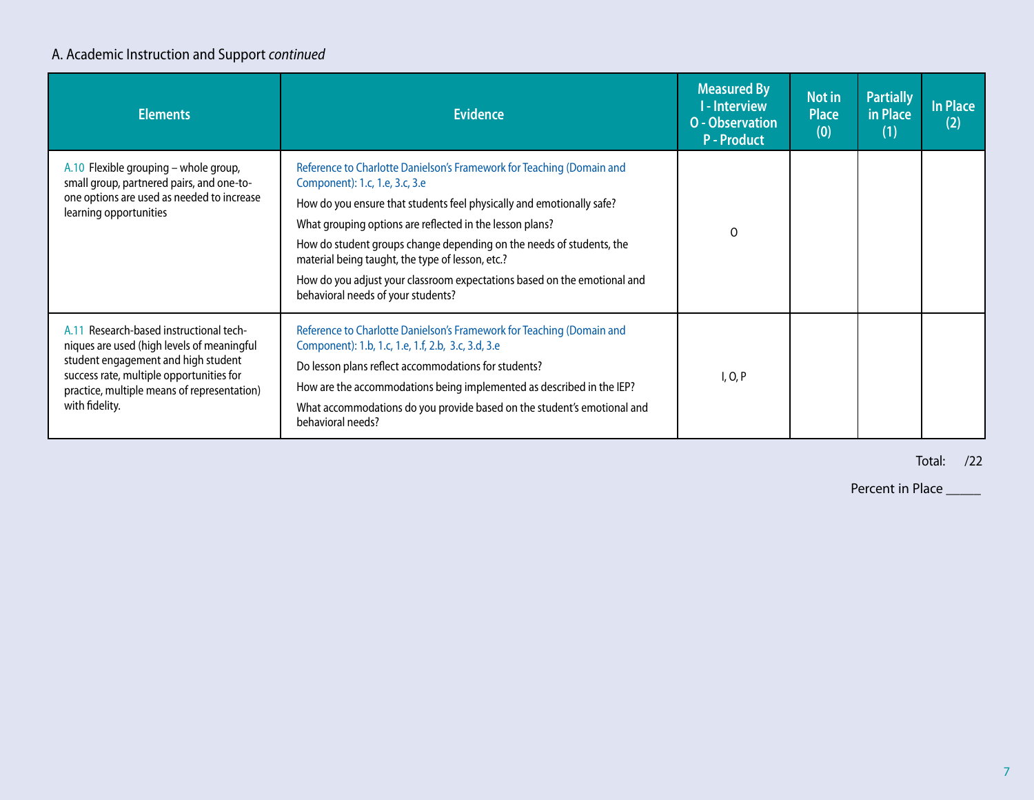A. Academic Instruction and Support *continued*

| Elements | Evidence | Measured By I - Interview O - Observation P - Product | Not in Place (0) | Partially in Place (1) | In Place (2) |
|---|---|---|---|---|---|
| A.10 Flexible grouping – whole group, small group, partnered pairs, and one-to-one options are used as needed to increase learning opportunities | Reference to Charlotte Danielson's Framework for Teaching (Domain and Component): 1.c, 1.e, 3.c, 3.e<br>How do you ensure that students feel physically and emotionally safe?<br>What grouping options are reflected in the lesson plans?<br>How do student groups change depending on the needs of students, the material being taught, the type of lesson, etc.?<br>How do you adjust your classroom expectations based on the emotional and behavioral needs of your students? | O | | | |
| A.11 Research-based instructional techniques are used (high levels of meaningful student engagement and high student success rate, multiple opportunities for practice, multiple means of representation) with fidelity. | Reference to Charlotte Danielson's Framework for Teaching (Domain and Component): 1.b, 1.c, 1.e, 1.f, 2.b, 3.c, 3.d, 3.e<br>Do lesson plans reflect accommodations for students?<br>How are the accommodations being implemented as described in the IEP?<br>What accommodations do you provide based on the student's emotional and behavioral needs? | I, O, P | | | |

Total: /22

Percent in Place _____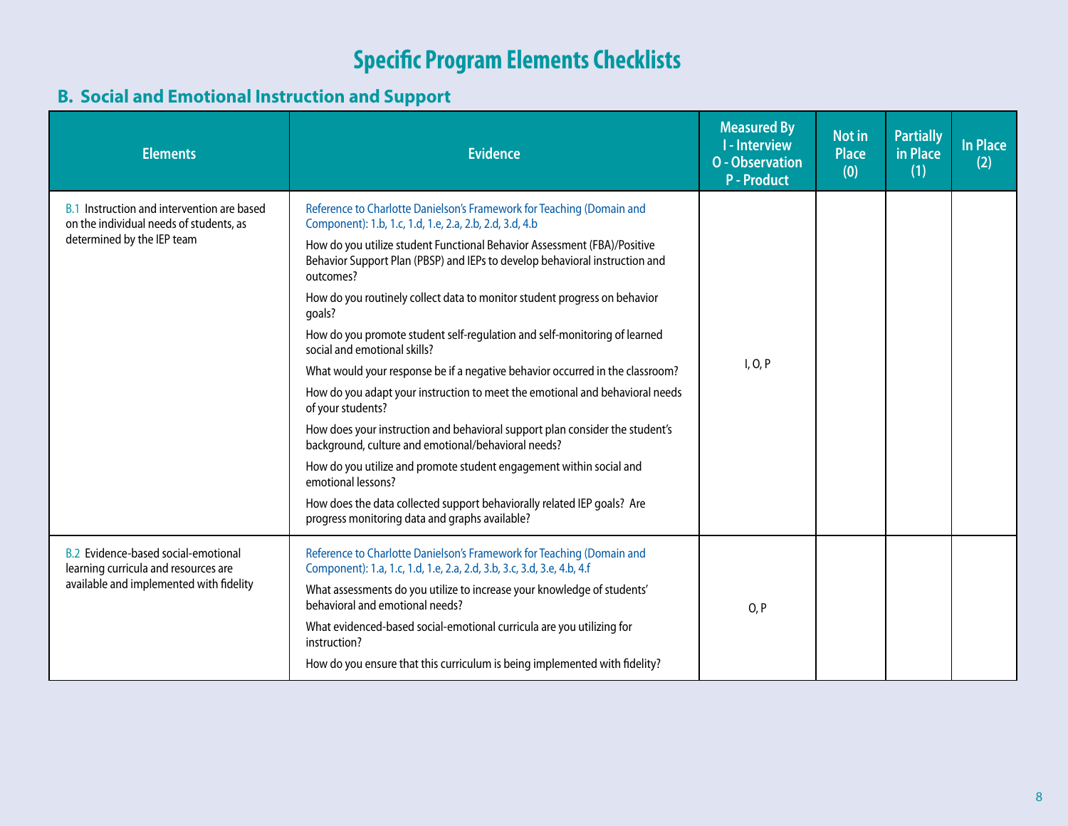# Specific Program Elements Checklists

## B. Social and Emotional Instruction and Support

| Elements | Evidence | Measured By I - Interview O - Observation P - Product | Not in Place (0) | Partially in Place (1) | In Place (2) |
|---|---|---|---|---|---|
| B.1 Instruction and intervention are based on the individual needs of students, as determined by the IEP team | Reference to Charlotte Danielson's Framework for Teaching (Domain and Component): 1.b, 1.c, 1.d, 1.e, 2.a, 2.b, 2.d, 3.d, 4.b<br><br>How do you utilize student Functional Behavior Assessment (FBA)/Positive Behavior Support Plan (PBSP) and IEPs to develop behavioral instruction and outcomes?<br><br>How do you routinely collect data to monitor student progress on behavior goals?<br><br>How do you promote student self-regulation and self-monitoring of learned social and emotional skills?<br><br>What would your response be if a negative behavior occurred in the classroom?<br><br>How do you adapt your instruction to meet the emotional and behavioral needs of your students?<br><br>How does your instruction and behavioral support plan consider the student's background, culture and emotional/behavioral needs?<br><br>How do you utilize and promote student engagement within social and emotional lessons?<br><br>How does the data collected support behaviorally related IEP goals? Are progress monitoring data and graphs available? | I, O, P | | | |
| B.2 Evidence-based social-emotional learning curricula and resources are available and implemented with fidelity | Reference to Charlotte Danielson's Framework for Teaching (Domain and Component): 1.a, 1.c, 1.d, 1.e, 2.a, 2.d, 3.b, 3.c, 3.d, 3.e, 4.b, 4.f<br><br>What assessments do you utilize to increase your knowledge of students' behavioral and emotional needs?<br><br>What evidenced-based social-emotional curricula are you utilizing for instruction?<br><br>How do you ensure that this curriculum is being implemented with fidelity? | O, P | | | |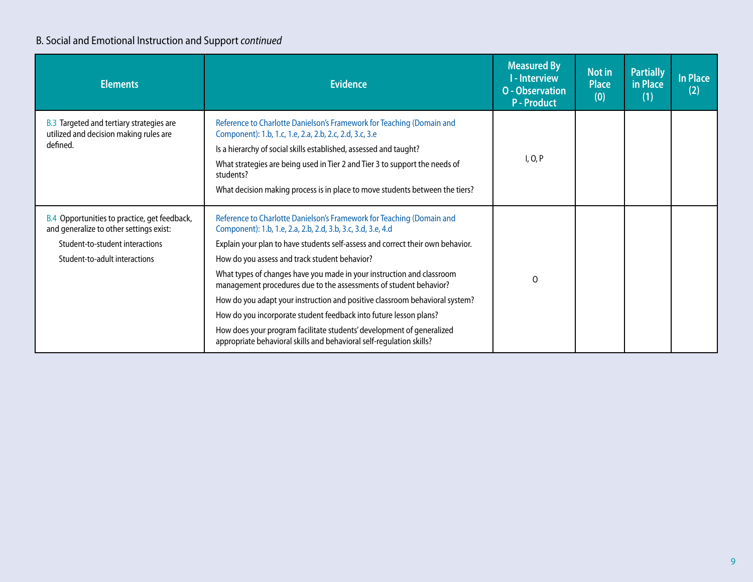B. Social and Emotional Instruction and Support *continued*

| Elements | Evidence | Measured By I - Interview O - Observation P - Product | Not in Place (0) | Partially in Place (1) | In Place (2) |
|---|---|---|---|---|---|
| B.3 Targeted and tertiary strategies are utilized and decision making rules are defined. | Reference to Charlotte Danielson's Framework for Teaching (Domain and Component): 1.b, 1.c, 1.e, 2.a, 2.b, 2.c, 2.d, 3.c, 3.e<br>Is a hierarchy of social skills established, assessed and taught?<br>What strategies are being used in Tier 2 and Tier 3 to support the needs of students?<br>What decision making process is in place to move students between the tiers? | I, O, P | | | |
| B.4 Opportunities to practice, get feedback, and generalize to other settings exist:<br>Student-to-student interactions<br>Student-to-adult interactions | Reference to Charlotte Danielson's Framework for Teaching (Domain and Component): 1.b, 1.e, 2.a, 2.b, 2.d, 3.b, 3.c, 3.d, 3.e, 4.d<br>Explain your plan to have students self-assess and correct their own behavior.<br>How do you assess and track student behavior?<br>What types of changes have you made in your instruction and classroom management procedures due to the assessments of student behavior?<br>How do you adapt your instruction and positive classroom behavioral system?<br>How do you incorporate student feedback into future lesson plans?<br>How does your program facilitate students' development of generalized appropriate behavioral skills and behavioral self-regulation skills? | O | | | |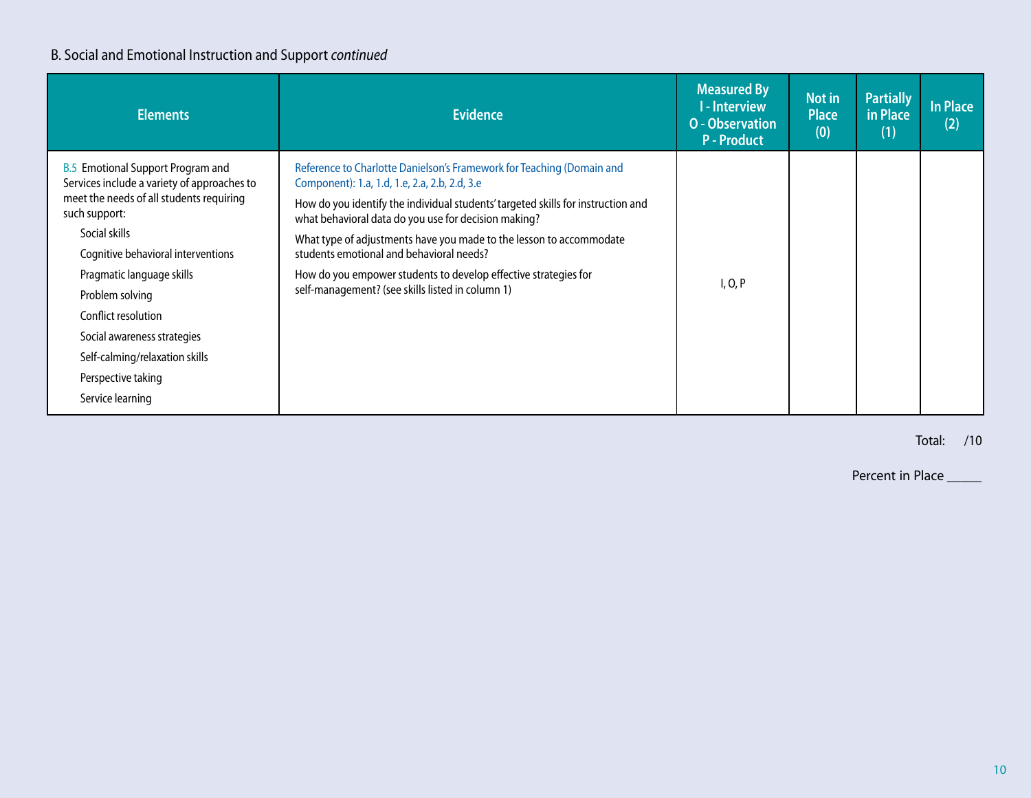B. Social and Emotional Instruction and Support *continued*

| Elements | Evidence | Measured By I - Interview O - Observation P - Product | Not in Place (0) | Partially in Place (1) | In Place (2) |
| --- | --- | --- | --- | --- | --- |
| B.5 Emotional Support Program and Services include a variety of approaches to meet the needs of all students requiring such support:<br>Social skills<br>Cognitive behavioral interventions<br>Pragmatic language skills<br>Problem solving<br>Conflict resolution<br>Social awareness strategies<br>Self-calming/relaxation skills<br>Perspective taking<br>Service learning | Reference to Charlotte Danielson's Framework for Teaching (Domain and Component): 1.a, 1.d, 1.e, 2.a, 2.b, 2.d, 3.e<br>How do you identify the individual students' targeted skills for instruction and what behavioral data do you use for decision making?<br>What type of adjustments have you made to the lesson to accommodate students emotional and behavioral needs?<br>How do you empower students to develop effective strategies for self-management? (see skills listed in column 1) | I, O, P | | | |

Total: /10

Percent in Place _____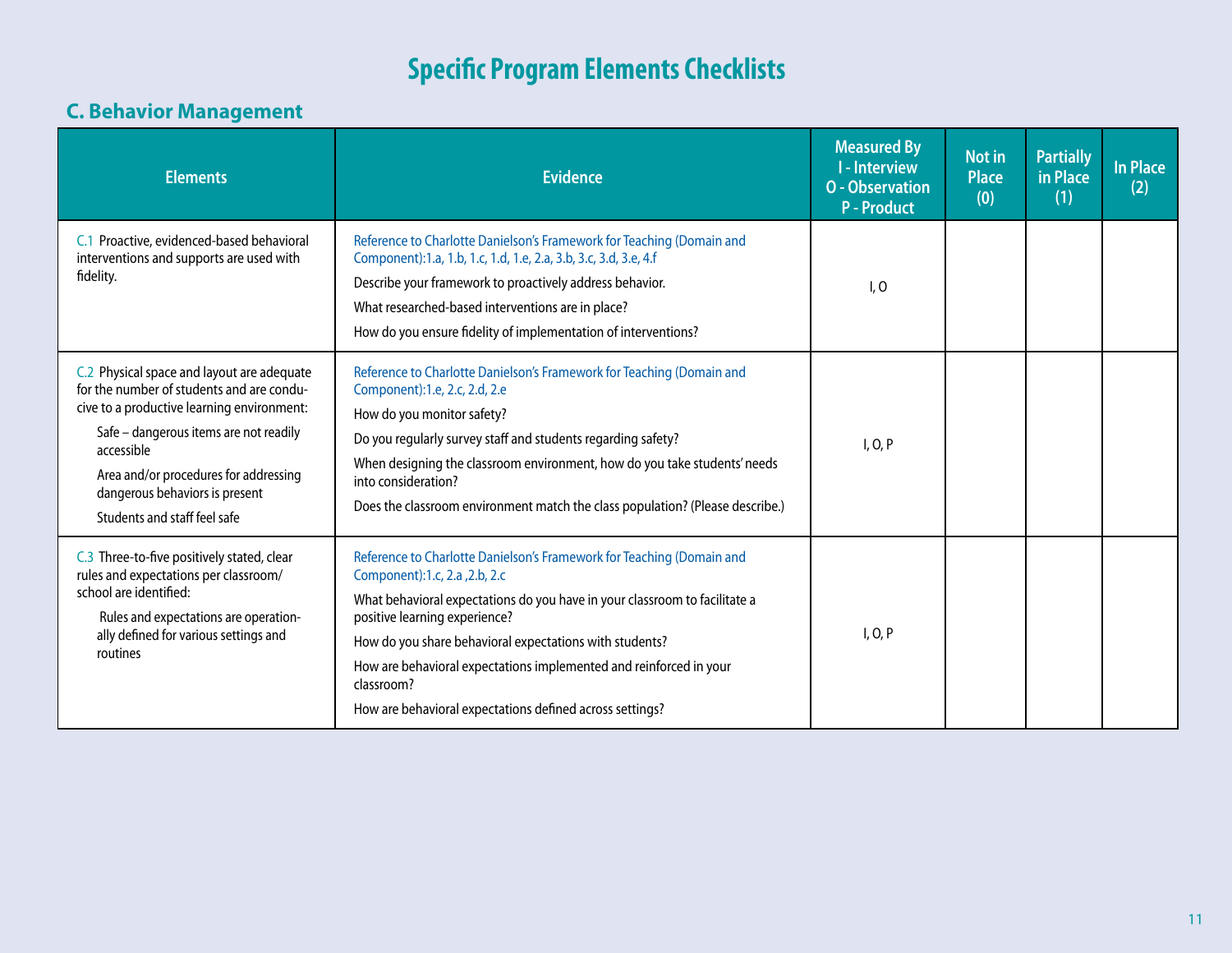# Specific Program Elements Checklists

## C. Behavior Management

| Elements | Evidence | Measured By<br>I - Interview<br>O - Observation<br>P - Product | Not in Place (0) | Partially in Place (1) | In Place (2) |
|---|---|---|---|---|---|
| C.1 Proactive, evidenced-based behavioral interventions and supports are used with fidelity. | Reference to Charlotte Danielson's Framework for Teaching (Domain and Component):1.a, 1.b, 1.c, 1.d, 1.e, 2.a, 3.b, 3.c, 3.d, 3.e, 4.f<br>Describe your framework to proactively address behavior.<br>What researched-based interventions are in place?<br>How do you ensure fidelity of implementation of interventions? | I, O | | | |
| C.2 Physical space and layout are adequate for the number of students and are conducive to a productive learning environment:<br>Safe – dangerous items are not readily accessible<br>Area and/or procedures for addressing dangerous behaviors is present<br>Students and staff feel safe | Reference to Charlotte Danielson's Framework for Teaching (Domain and Component):1.e, 2.c, 2.d, 2.e<br>How do you monitor safety?<br>Do you regularly survey staff and students regarding safety?<br>When designing the classroom environment, how do you take students' needs into consideration?<br>Does the classroom environment match the class population? (Please describe.) | I, O, P | | | |
| C.3 Three-to-five positively stated, clear rules and expectations per classroom/school are identified:<br>Rules and expectations are operationally defined for various settings and routines | Reference to Charlotte Danielson's Framework for Teaching (Domain and Component):1.c, 2.a ,2.b, 2.c<br>What behavioral expectations do you have in your classroom to facilitate a positive learning experience?<br>How do you share behavioral expectations with students?<br>How are behavioral expectations implemented and reinforced in your classroom?<br>How are behavioral expectations defined across settings? | I, O, P | | | |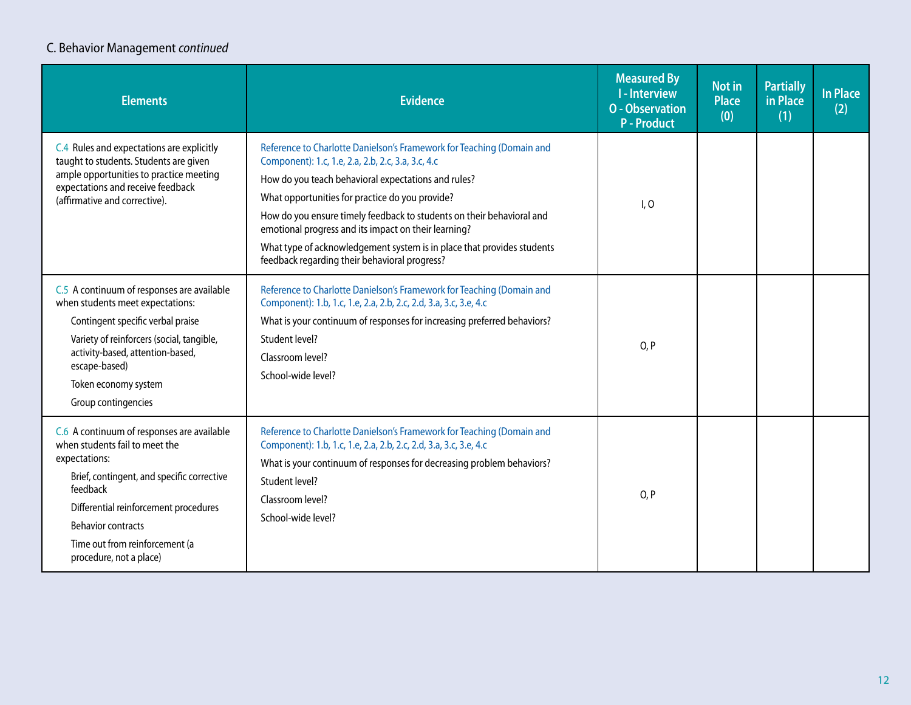C. Behavior Management *continued*

| Elements | Evidence | Measured By I - Interview O - Observation P - Product | Not in Place (0) | Partially in Place (1) | In Place (2) |
|---|---|---|---|---|---|
| C.4 Rules and expectations are explicitly taught to students. Students are given ample opportunities to practice meeting expectations and receive feedback (affirmative and corrective). | Reference to Charlotte Danielson's Framework for Teaching (Domain and Component): 1.c, 1.e, 2.a, 2.b, 2.c, 3.a, 3.c, 4.c<br>How do you teach behavioral expectations and rules?<br>What opportunities for practice do you provide?<br>How do you ensure timely feedback to students on their behavioral and emotional progress and its impact on their learning?<br>What type of acknowledgement system is in place that provides students feedback regarding their behavioral progress? | I, O | | | |
| C.5 A continuum of responses are available when students meet expectations:<br>Contingent specific verbal praise<br>Variety of reinforcers (social, tangible, activity-based, attention-based, escape-based)<br>Token economy system<br>Group contingencies | Reference to Charlotte Danielson's Framework for Teaching (Domain and Component): 1.b, 1.c, 1.e, 2.a, 2.b, 2.c, 2.d, 3.a, 3.c, 3.e, 4.c<br>What is your continuum of responses for increasing preferred behaviors?<br>Student level?<br>Classroom level?<br>School-wide level? | O, P | | | |
| C.6 A continuum of responses are available when students fail to meet the expectations:<br>Brief, contingent, and specific corrective feedback<br>Differential reinforcement procedures<br>Behavior contracts<br>Time out from reinforcement (a procedure, not a place) | Reference to Charlotte Danielson's Framework for Teaching (Domain and Component): 1.b, 1.c, 1.e, 2.a, 2.b, 2.c, 2.d, 3.a, 3.c, 3.e, 4.c<br>What is your continuum of responses for decreasing problem behaviors?<br>Student level?<br>Classroom level?<br>School-wide level? | O, P | | | |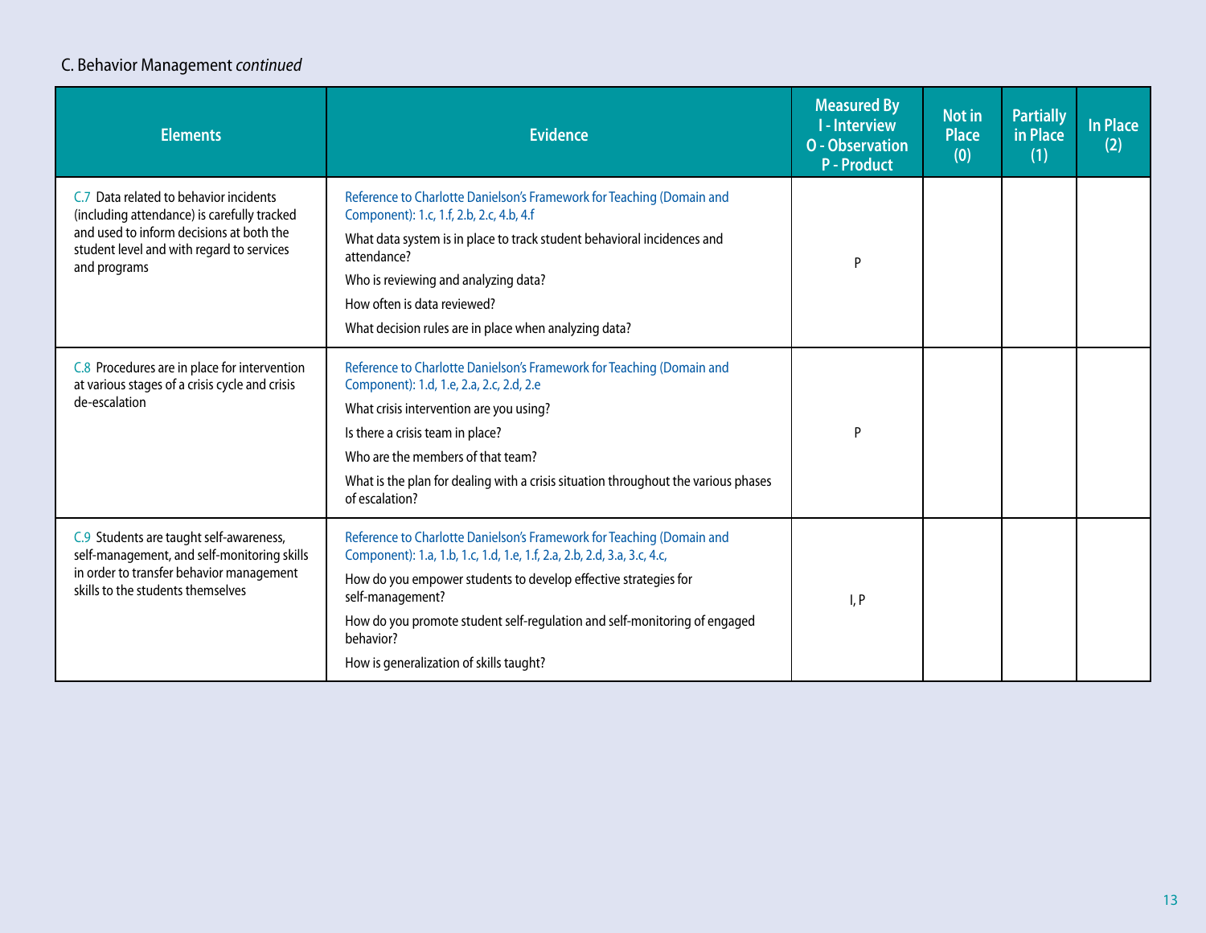C. Behavior Management *continued*

| Elements | Evidence | Measured By I - Interview O - Observation P - Product | Not in Place (0) | Partially in Place (1) | In Place (2) |
|---|---|---|---|---|---|
| C.7 Data related to behavior incidents (including attendance) is carefully tracked and used to inform decisions at both the student level and with regard to services and programs | Reference to Charlotte Danielson's Framework for Teaching (Domain and Component): 1.c, 1.f, 2.b, 2.c, 4.b, 4.f<br>What data system is in place to track student behavioral incidences and attendance?<br>Who is reviewing and analyzing data?<br>How often is data reviewed?<br>What decision rules are in place when analyzing data? | P | | | |
| C.8 Procedures are in place for intervention at various stages of a crisis cycle and crisis de-escalation | Reference to Charlotte Danielson's Framework for Teaching (Domain and Component): 1.d, 1.e, 2.a, 2.c, 2.d, 2.e<br>What crisis intervention are you using?<br>Is there a crisis team in place?<br>Who are the members of that team?<br>What is the plan for dealing with a crisis situation throughout the various phases of escalation? | P | | | |
| C.9 Students are taught self-awareness, self-management, and self-monitoring skills in order to transfer behavior management skills to the students themselves | Reference to Charlotte Danielson's Framework for Teaching (Domain and Component): 1.a, 1.b, 1.c, 1.d, 1.e, 1.f, 2.a, 2.b, 2.d, 3.a, 3.c, 4.c,<br>How do you empower students to develop effective strategies for self-management?<br>How do you promote student self-regulation and self-monitoring of engaged behavior?<br>How is generalization of skills taught? | I, P | | | |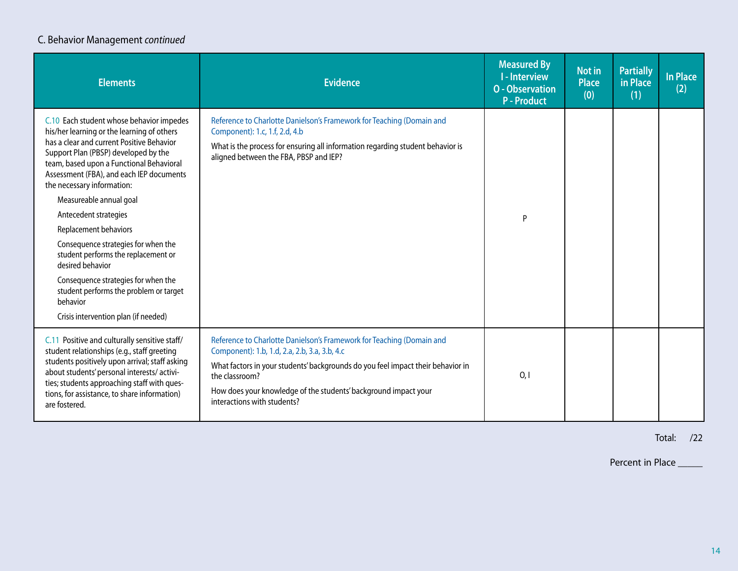## C. Behavior Management *continued*

| Elements | Evidence | Measured By I - Interview O - Observation P - Product | Not in Place (0) | Partially in Place (1) | In Place (2) |
|---|---|---|---|---|---|
| C.10 Each student whose behavior impedes his/her learning or the learning of others has a clear and current Positive Behavior Support Plan (PBSP) developed by the team, based upon a Functional Behavioral Assessment (FBA), and each IEP documents the necessary information:<br>Measureable annual goal<br>Antecedent strategies<br>Replacement behaviors<br>Consequence strategies for when the student performs the replacement or desired behavior<br>Consequence strategies for when the student performs the problem or target behavior<br>Crisis intervention plan (if needed) | Reference to Charlotte Danielson's Framework for Teaching (Domain and Component): 1.c, 1.f, 2.d, 4.b<br>What is the process for ensuring all information regarding student behavior is aligned between the FBA, PBSP and IEP? | P | | | |
| C.11 Positive and culturally sensitive staff/student relationships (e.g., staff greeting students positively upon arrival; staff asking about students' personal interests/ activities; students approaching staff with questions, for assistance, to share information) are fostered. | Reference to Charlotte Danielson's Framework for Teaching (Domain and Component): 1.b, 1.d, 2.a, 2.b, 3.a, 3.b, 4.c<br>What factors in your students' backgrounds do you feel impact their behavior in the classroom?<br>How does your knowledge of the students' background impact your interactions with students? | O, I | | | |

Total: /22

Percent in Place _____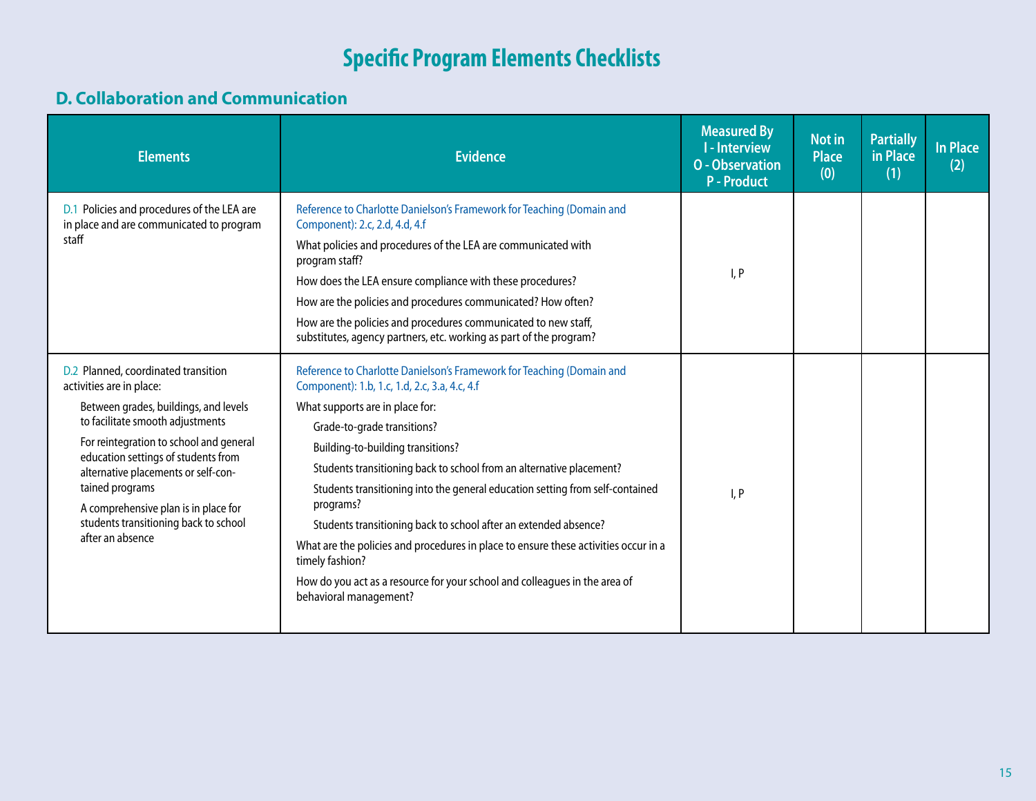# Specific Program Elements Checklists

## D. Collaboration and Communication

| Elements | Evidence | Measured By<br>I - Interview<br>O - Observation<br>P - Product | Not in Place (0) | Partially in Place (1) | In Place (2) |
|---|---|---|---|---|---|
| D.1 Policies and procedures of the LEA are in place and are communicated to program staff | Reference to Charlotte Danielson's Framework for Teaching (Domain and Component): 2.c, 2.d, 4.d, 4.f<br>What policies and procedures of the LEA are communicated with program staff?<br>How does the LEA ensure compliance with these procedures?<br>How are the policies and procedures communicated? How often?<br>How are the policies and procedures communicated to new staff, substitutes, agency partners, etc. working as part of the program? | I, P | | | |
| D.2 Planned, coordinated transition activities are in place:<br>Between grades, buildings, and levels to facilitate smooth adjustments<br>For reintegration to school and general education settings of students from alternative placements or self-contained programs<br>A comprehensive plan is in place for students transitioning back to school after an absence | Reference to Charlotte Danielson's Framework for Teaching (Domain and Component): 1.b, 1.c, 1.d, 2.c, 3.a, 4.c, 4.f<br>What supports are in place for:<br>Grade-to-grade transitions?<br>Building-to-building transitions?<br>Students transitioning back to school from an alternative placement?<br>Students transitioning into the general education setting from self-contained programs?<br>Students transitioning back to school after an extended absence?<br>What are the policies and procedures in place to ensure these activities occur in a timely fashion?<br>How do you act as a resource for your school and colleagues in the area of behavioral management? | I, P | | | |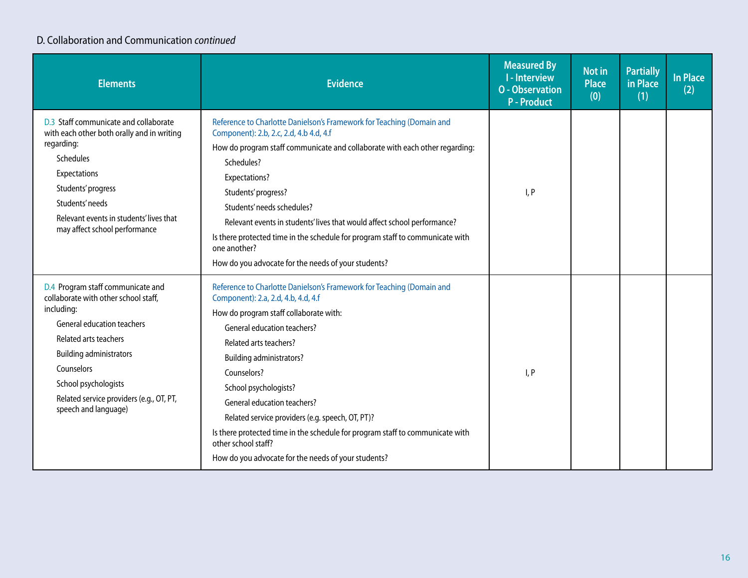D. Collaboration and Communication *continued*

| Elements | Evidence | Measured By I - Interview O - Observation P - Product | Not in Place (0) | Partially in Place (1) | In Place (2) |
|---|---|---|---|---|---|
| D.3 Staff communicate and collaborate with each other both orally and in writing regarding:<br>Schedules<br>Expectations<br>Students' progress<br>Students' needs<br>Relevant events in students' lives that may affect school performance | Reference to Charlotte Danielson's Framework for Teaching (Domain and Component): 2.b, 2.c, 2.d, 4.b 4.d, 4.f<br>How do program staff communicate and collaborate with each other regarding:<br>Schedules?<br>Expectations?<br>Students' progress?<br>Students' needs schedules?<br>Relevant events in students' lives that would affect school performance?<br>Is there protected time in the schedule for program staff to communicate with one another?<br>How do you advocate for the needs of your students? | I, P | | | |
| D.4 Program staff communicate and collaborate with other school staff, including:<br>General education teachers<br>Related arts teachers<br>Building administrators<br>Counselors<br>School psychologists<br>Related service providers (e.g., OT, PT, speech and language) | Reference to Charlotte Danielson's Framework for Teaching (Domain and Component): 2.a, 2.d, 4.b, 4.d, 4.f<br>How do program staff collaborate with:<br>General education teachers?<br>Related arts teachers?<br>Building administrators?<br>Counselors?<br>School psychologists?<br>General education teachers?<br>Related service providers (e.g. speech, OT, PT)?<br>Is there protected time in the schedule for program staff to communicate with other school staff?<br>How do you advocate for the needs of your students? | I, P | | | |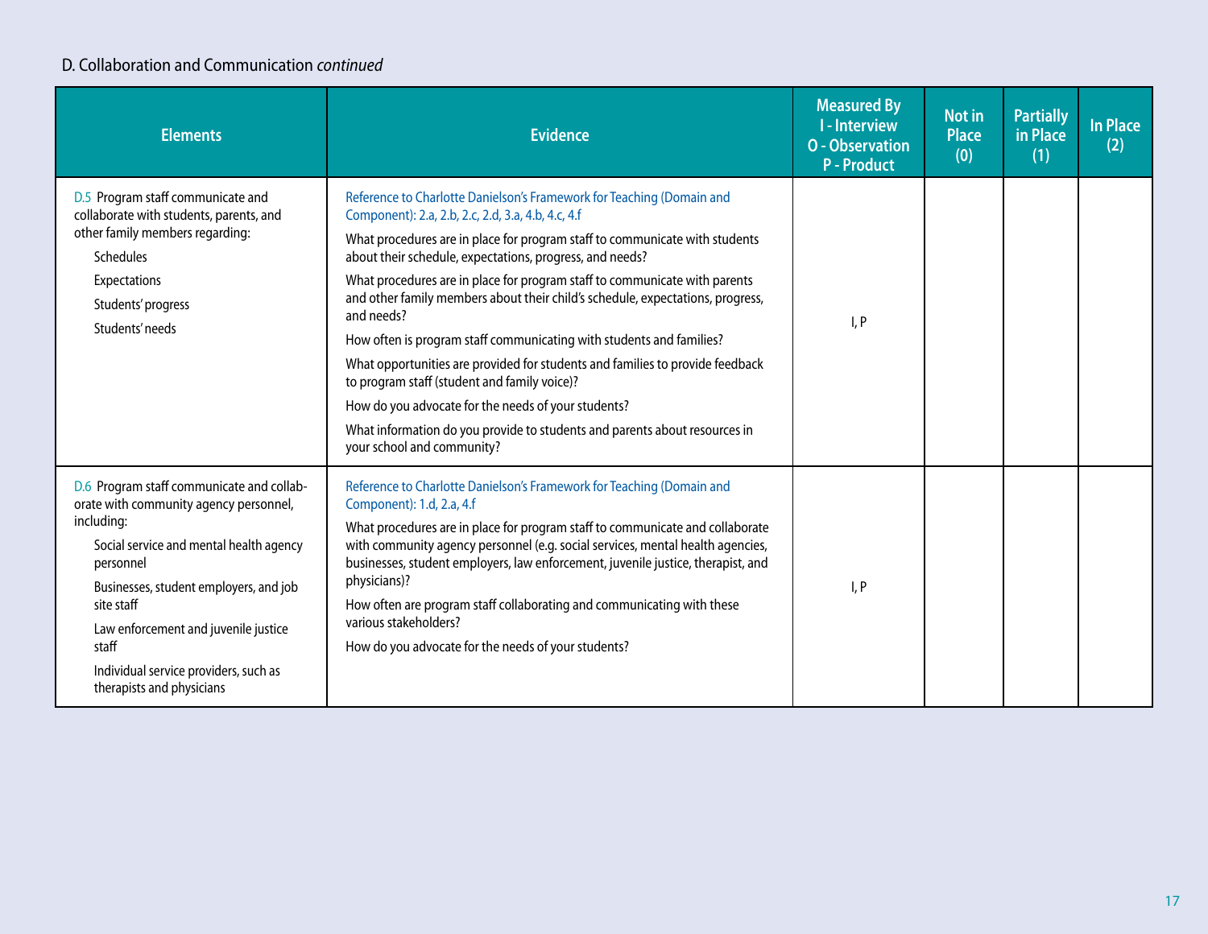D. Collaboration and Communication *continued*

| Elements | Evidence | Measured By I - Interview O - Observation P - Product | Not in Place (0) | Partially in Place (1) | In Place (2) |
|---|---|---|---|---|---|
| D.5 Program staff communicate and collaborate with students, parents, and other family members regarding:<br>Schedules<br>Expectations<br>Students' progress<br>Students' needs | Reference to Charlotte Danielson's Framework for Teaching (Domain and Component): 2.a, 2.b, 2.c, 2.d, 3.a, 4.b, 4.c, 4.f<br>What procedures are in place for program staff to communicate with students about their schedule, expectations, progress, and needs?<br>What procedures are in place for program staff to communicate with parents and other family members about their child's schedule, expectations, progress, and needs?<br>How often is program staff communicating with students and families?<br>What opportunities are provided for students and families to provide feedback to program staff (student and family voice)?<br>How do you advocate for the needs of your students?<br>What information do you provide to students and parents about resources in your school and community? | I, P | | | |
| D.6 Program staff communicate and collaborate with community agency personnel, including:<br>Social service and mental health agency personnel<br>Businesses, student employers, and job site staff<br>Law enforcement and juvenile justice staff<br>Individual service providers, such as therapists and physicians | Reference to Charlotte Danielson's Framework for Teaching (Domain and Component): 1.d, 2.a, 4.f<br>What procedures are in place for program staff to communicate and collaborate with community agency personnel (e.g. social services, mental health agencies, businesses, student employers, law enforcement, juvenile justice, therapist, and physicians)?<br>How often are program staff collaborating and communicating with these various stakeholders?<br>How do you advocate for the needs of your students? | I, P | | | |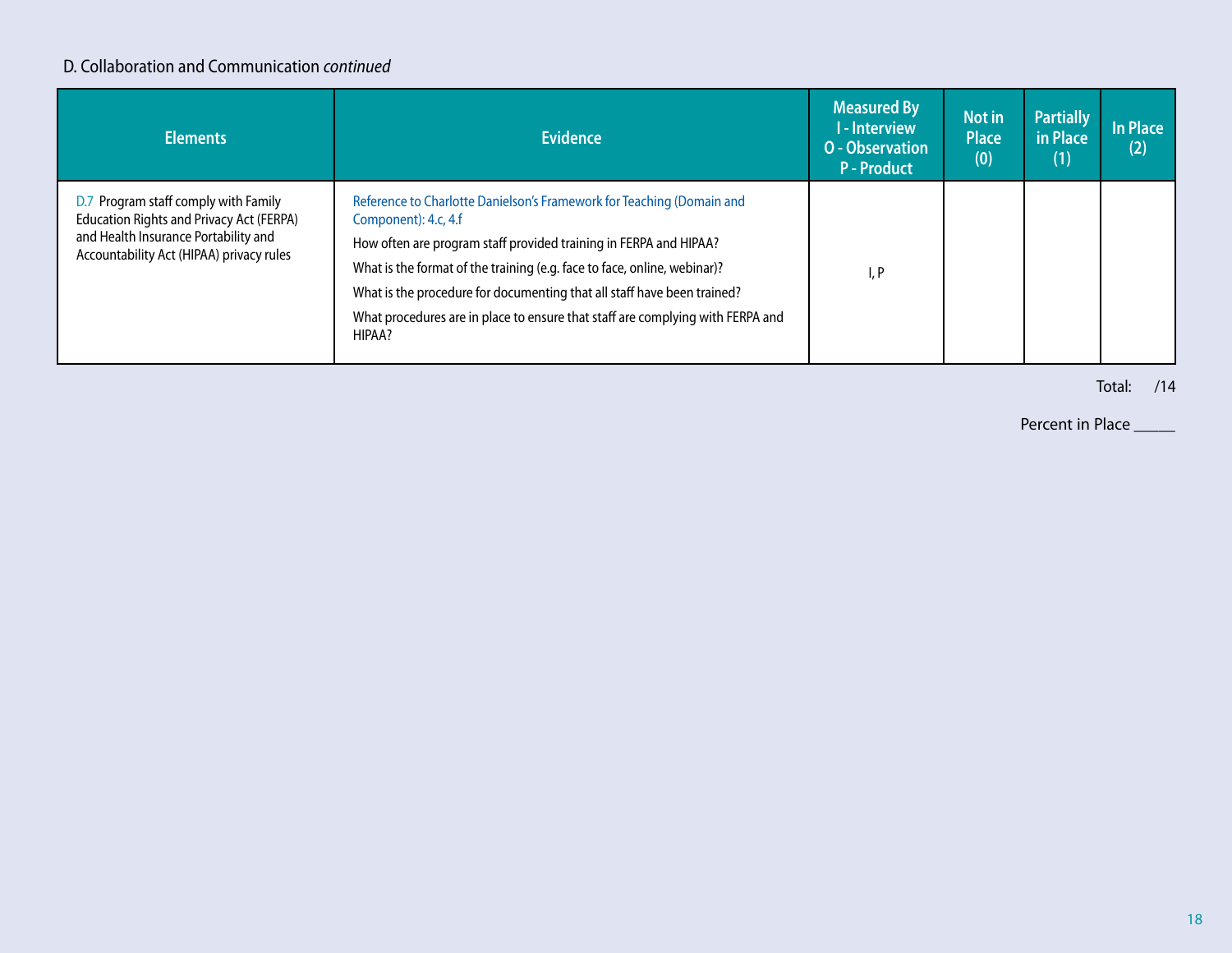D. Collaboration and Communication *continued*

| Elements | Evidence | Measured By I - Interview O - Observation P - Product | Not in Place (0) | Partially in Place (1) | In Place (2) |
|---|---|---|---|---|---|
| D.7 Program staff comply with Family Education Rights and Privacy Act (FERPA) and Health Insurance Portability and Accountability Act (HIPAA) privacy rules | Reference to Charlotte Danielson's Framework for Teaching (Domain and Component): 4.c, 4.f<br>How often are program staff provided training in FERPA and HIPAA?<br>What is the format of the training (e.g. face to face, online, webinar)?<br>What is the procedure for documenting that all staff have been trained?<br>What procedures are in place to ensure that staff are complying with FERPA and HIPAA? | I, P | | | |

Total: /14

Percent in Place _____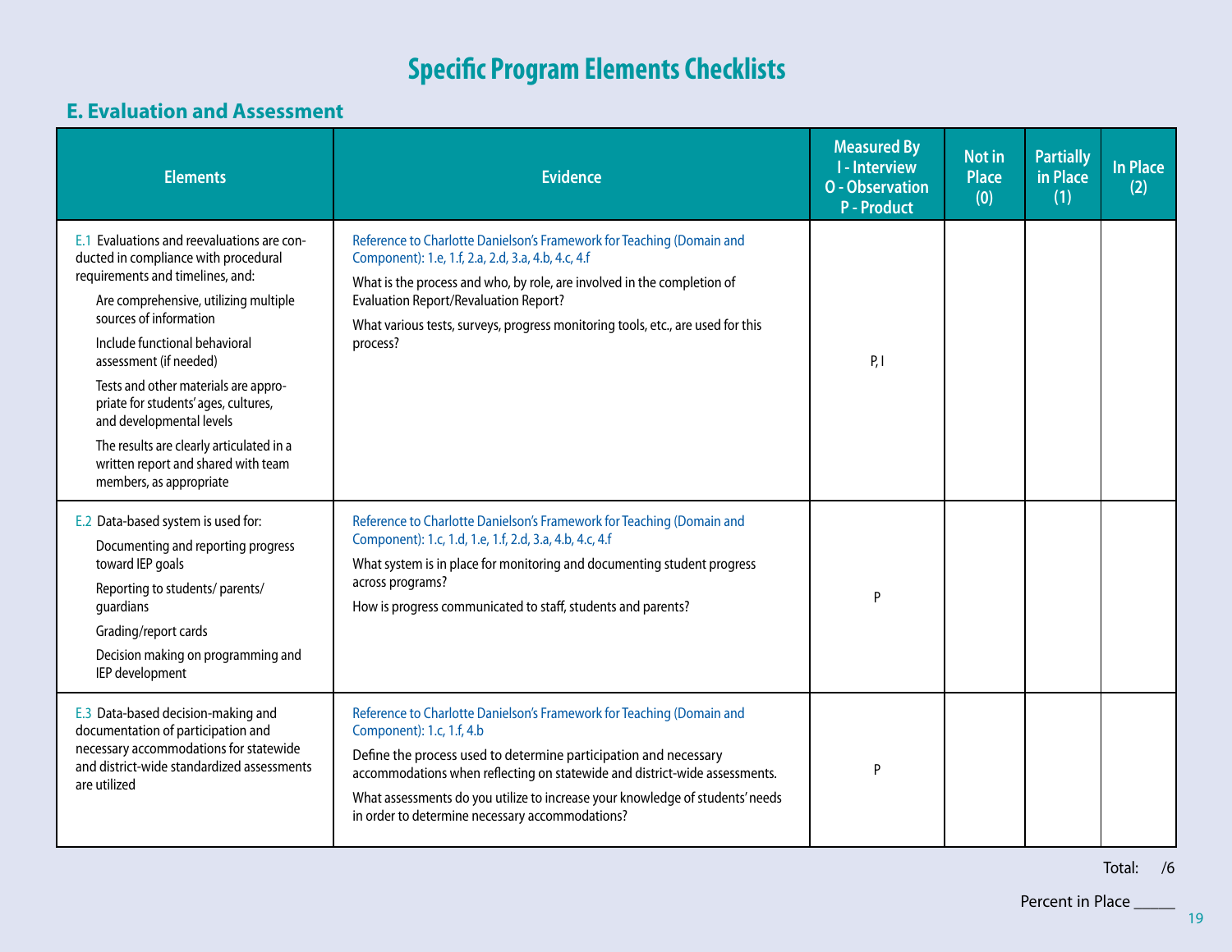# Specific Program Elements Checklists

## E. Evaluation and Assessment

| Elements | Evidence | Measured By<br>I - Interview<br>O - Observation<br>P - Product | Not in Place (0) | Partially in Place (1) | In Place (2) |
|---|---|---|---|---|---|
| E.1 Evaluations and reevaluations are conducted in compliance with procedural requirements and timelines, and:<br>Are comprehensive, utilizing multiple sources of information<br>Include functional behavioral assessment (if needed)<br>Tests and other materials are appropriate for students' ages, cultures, and developmental levels<br>The results are clearly articulated in a written report and shared with team members, as appropriate | Reference to Charlotte Danielson's Framework for Teaching (Domain and Component): 1.e, 1.f, 2.a, 2.d, 3.a, 4.b, 4.c, 4.f<br>What is the process and who, by role, are involved in the completion of Evaluation Report/Revaluation Report?<br>What various tests, surveys, progress monitoring tools, etc., are used for this process? | P, I | | | |
| E.2 Data-based system is used for:<br>Documenting and reporting progress toward IEP goals<br>Reporting to students/ parents/ guardians<br>Grading/report cards<br>Decision making on programming and IEP development | Reference to Charlotte Danielson's Framework for Teaching (Domain and Component): 1.c, 1.d, 1.e, 1.f, 2.d, 3.a, 4.b, 4.c, 4.f<br>What system is in place for monitoring and documenting student progress across programs?<br>How is progress communicated to staff, students and parents? | P | | | |
| E.3 Data-based decision-making and documentation of participation and necessary accommodations for statewide and district-wide standardized assessments are utilized | Reference to Charlotte Danielson's Framework for Teaching (Domain and Component): 1.c, 1.f, 4.b<br>Define the process used to determine participation and necessary accommodations when reflecting on statewide and district-wide assessments.<br>What assessments do you utilize to increase your knowledge of students' needs in order to determine necessary accommodations? | P | | | |

Total: /6

Percent in Place _____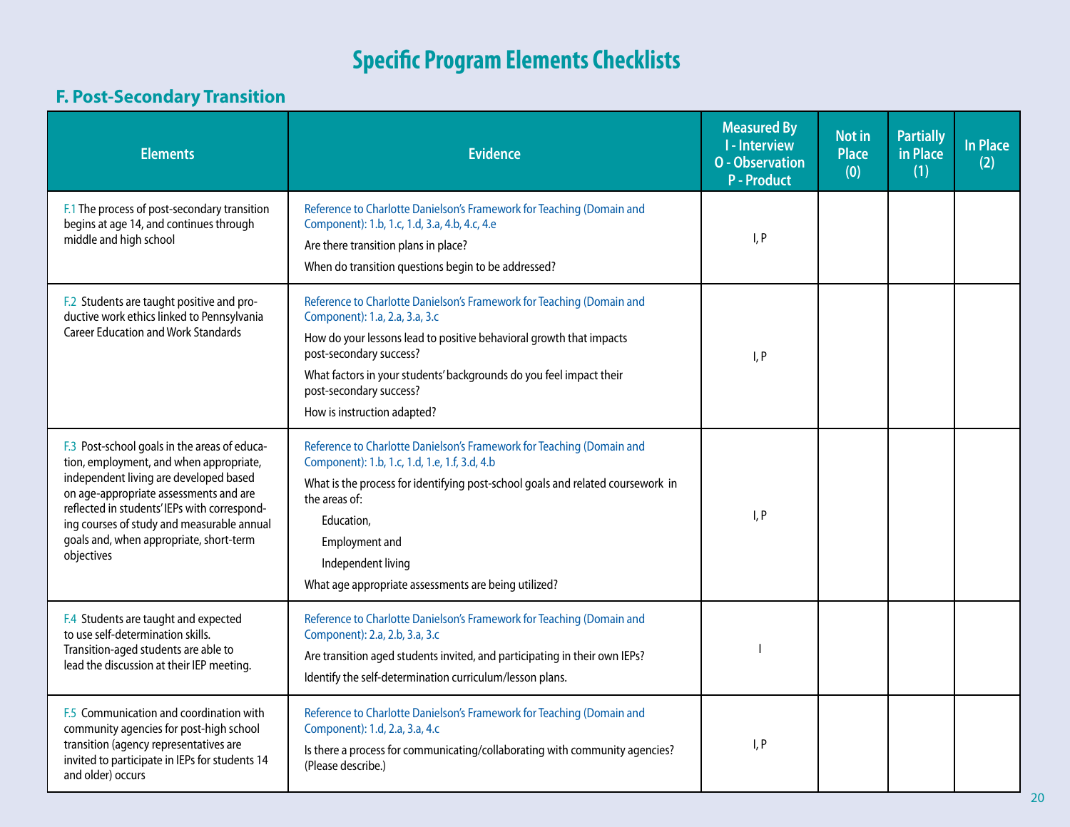# Specific Program Elements Checklists

## F. Post-Secondary Transition

| Elements | Evidence | Measured By<br>I - Interview<br>O - Observation<br>P - Product | Not in Place (0) | Partially in Place (1) | In Place (2) |
|---|---|---|---|---|---|
| F.1 The process of post-secondary transition begins at age 14, and continues through middle and high school | Reference to Charlotte Danielson's Framework for Teaching (Domain and Component): 1.b, 1.c, 1.d, 3.a, 4.b, 4.c, 4.e<br>Are there transition plans in place?<br>When do transition questions begin to be addressed? | I, P | | | |
| F.2 Students are taught positive and productive work ethics linked to Pennsylvania Career Education and Work Standards | Reference to Charlotte Danielson's Framework for Teaching (Domain and Component): 1.a, 2.a, 3.a, 3.c<br>How do your lessons lead to positive behavioral growth that impacts post-secondary success?<br>What factors in your students' backgrounds do you feel impact their post-secondary success?<br>How is instruction adapted? | I, P | | | |
| F.3 Post-school goals in the areas of education, employment, and when appropriate, independent living are developed based on age-appropriate assessments and are reflected in students' IEPs with corresponding courses of study and measurable annual goals and, when appropriate, short-term objectives | Reference to Charlotte Danielson's Framework for Teaching (Domain and Component): 1.b, 1.c, 1.d, 1.e, 1.f, 3.d, 4.b<br>What is the process for identifying post-school goals and related coursework in the areas of:<br>Education,<br>Employment and<br>Independent living<br>What age appropriate assessments are being utilized? | I, P | | | |
| F.4 Students are taught and expected to use self-determination skills. Transition-aged students are able to lead the discussion at their IEP meeting. | Reference to Charlotte Danielson's Framework for Teaching (Domain and Component): 2.a, 2.b, 3.a, 3.c<br>Are transition aged students invited, and participating in their own IEPs?<br>Identify the self-determination curriculum/lesson plans. | I | | | |
| F.5 Communication and coordination with community agencies for post-high school transition (agency representatives are invited to participate in IEPs for students 14 and older) occurs | Reference to Charlotte Danielson's Framework for Teaching (Domain and Component): 1.d, 2.a, 3.a, 4.c<br>Is there a process for communicating/collaborating with community agencies? (Please describe.) | I, P | | | |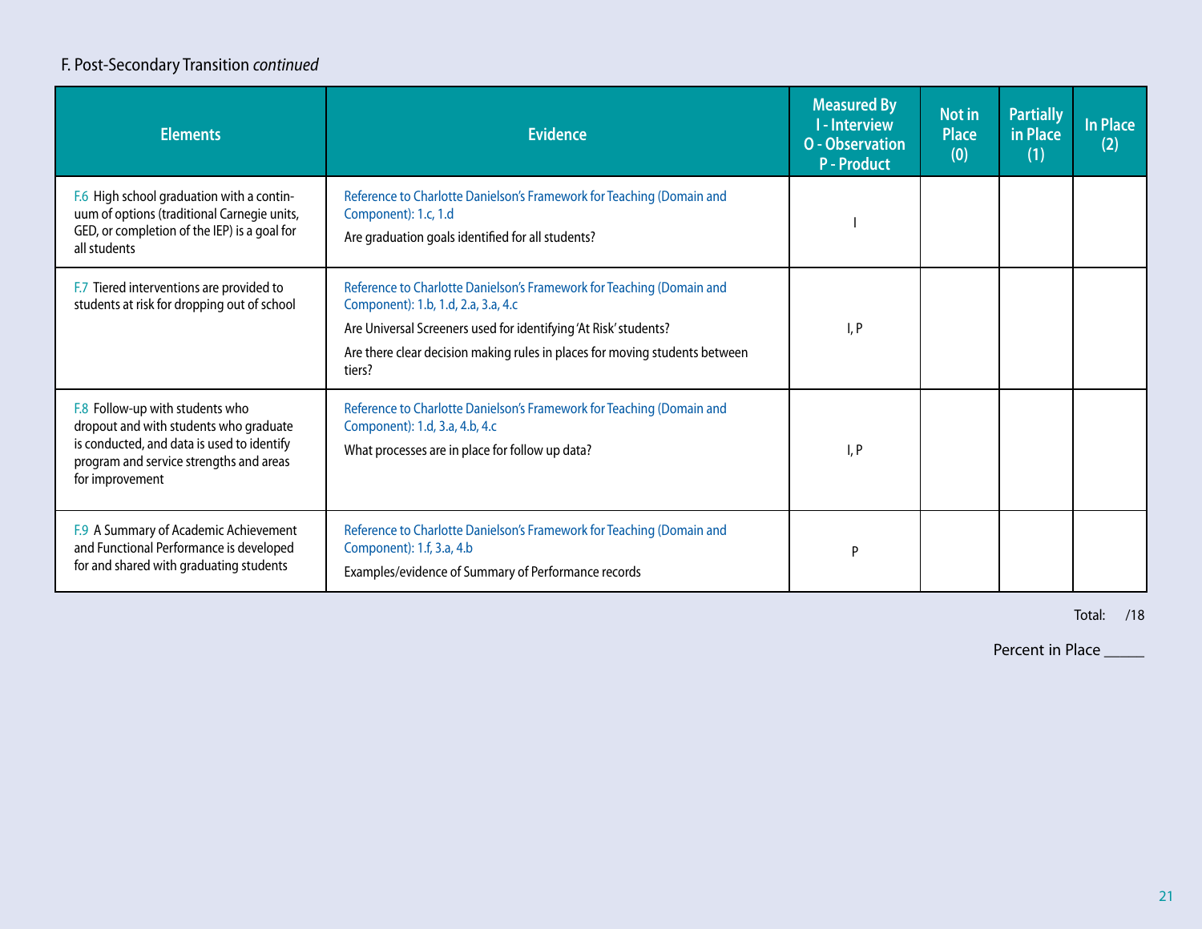F. Post-Secondary Transition *continued*

| Elements | Evidence | Measured By I - Interview O - Observation P - Product | Not in Place (0) | Partially in Place (1) | In Place (2) |
|---|---|---|---|---|---|
| F.6 High school graduation with a continuum of options (traditional Carnegie units, GED, or completion of the IEP) is a goal for all students | Reference to Charlotte Danielson's Framework for Teaching (Domain and Component): 1.c, 1.d<br>Are graduation goals identified for all students? | I | | | |
| F.7 Tiered interventions are provided to students at risk for dropping out of school | Reference to Charlotte Danielson's Framework for Teaching (Domain and Component): 1.b, 1.d, 2.a, 3.a, 4.c<br>Are Universal Screeners used for identifying 'At Risk' students?<br>Are there clear decision making rules in places for moving students between tiers? | I, P | | | |
| F.8 Follow-up with students who dropout and with students who graduate is conducted, and data is used to identify program and service strengths and areas for improvement | Reference to Charlotte Danielson's Framework for Teaching (Domain and Component): 1.d, 3.a, 4.b, 4.c<br>What processes are in place for follow up data? | I, P | | | |
| F.9 A Summary of Academic Achievement and Functional Performance is developed for and shared with graduating students | Reference to Charlotte Danielson's Framework for Teaching (Domain and Component): 1.f, 3.a, 4.b<br>Examples/evidence of Summary of Performance records | P | | | |

Total: /18

Percent in Place _____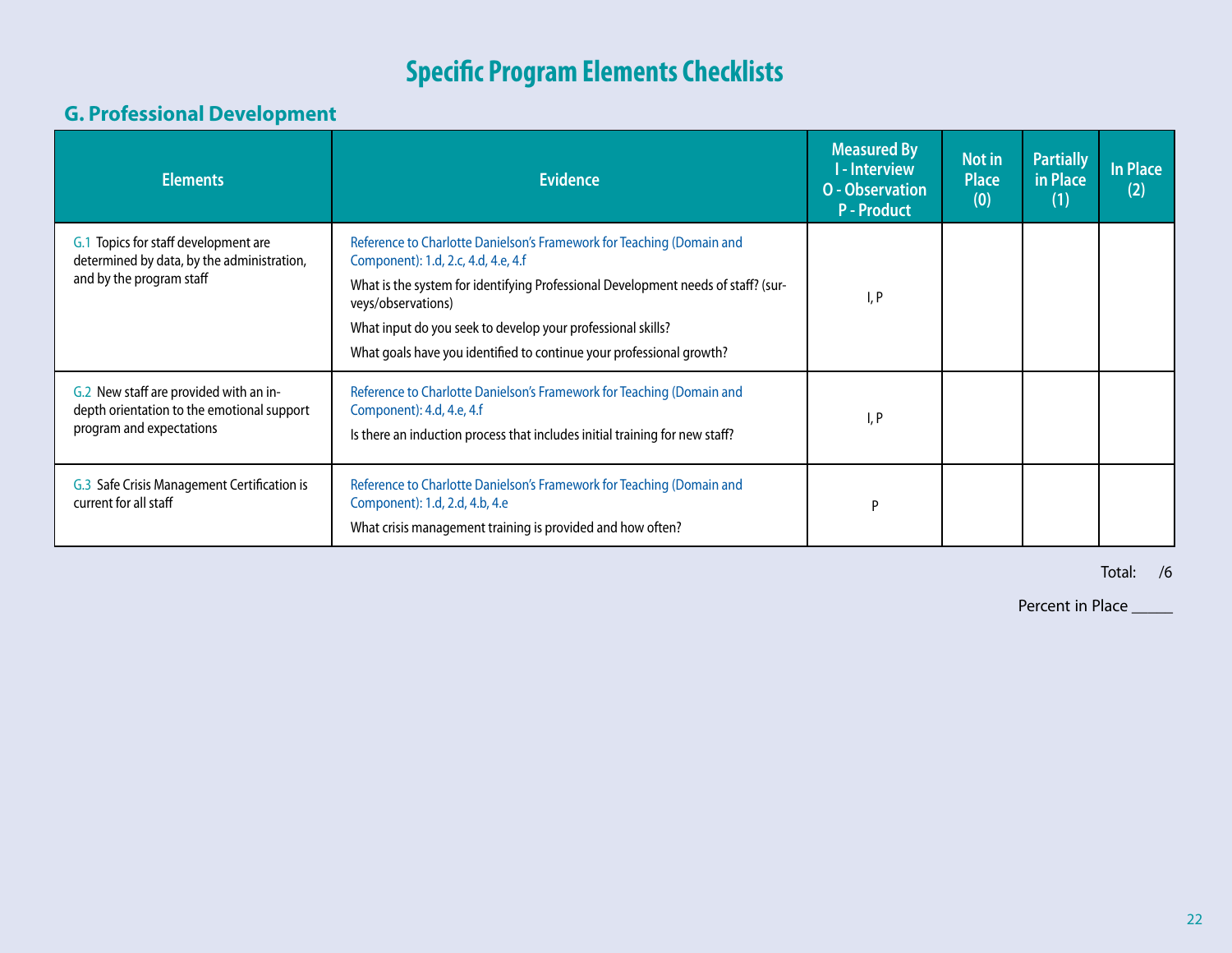# Specific Program Elements Checklists

## G. Professional Development

| Elements | Evidence | Measured By I - Interview O - Observation P - Product | Not in Place (0) | Partially in Place (1) | In Place (2) |
|---|---|---|---|---|---|
| G.1 Topics for staff development are determined by data, by the administration, and by the program staff | Reference to Charlotte Danielson's Framework for Teaching (Domain and Component): 1.d, 2.c, 4.d, 4.e, 4.f<br>What is the system for identifying Professional Development needs of staff? (surveys/observations)<br>What input do you seek to develop your professional skills?<br>What goals have you identified to continue your professional growth? | I, P | | | |
| G.2 New staff are provided with an in-depth orientation to the emotional support program and expectations | Reference to Charlotte Danielson's Framework for Teaching (Domain and Component): 4.d, 4.e, 4.f<br>Is there an induction process that includes initial training for new staff? | I, P | | | |
| G.3 Safe Crisis Management Certification is current for all staff | Reference to Charlotte Danielson's Framework for Teaching (Domain and Component): 1.d, 2.d, 4.b, 4.e<br>What crisis management training is provided and how often? | P | | | |

Total: /6

Percent in Place _____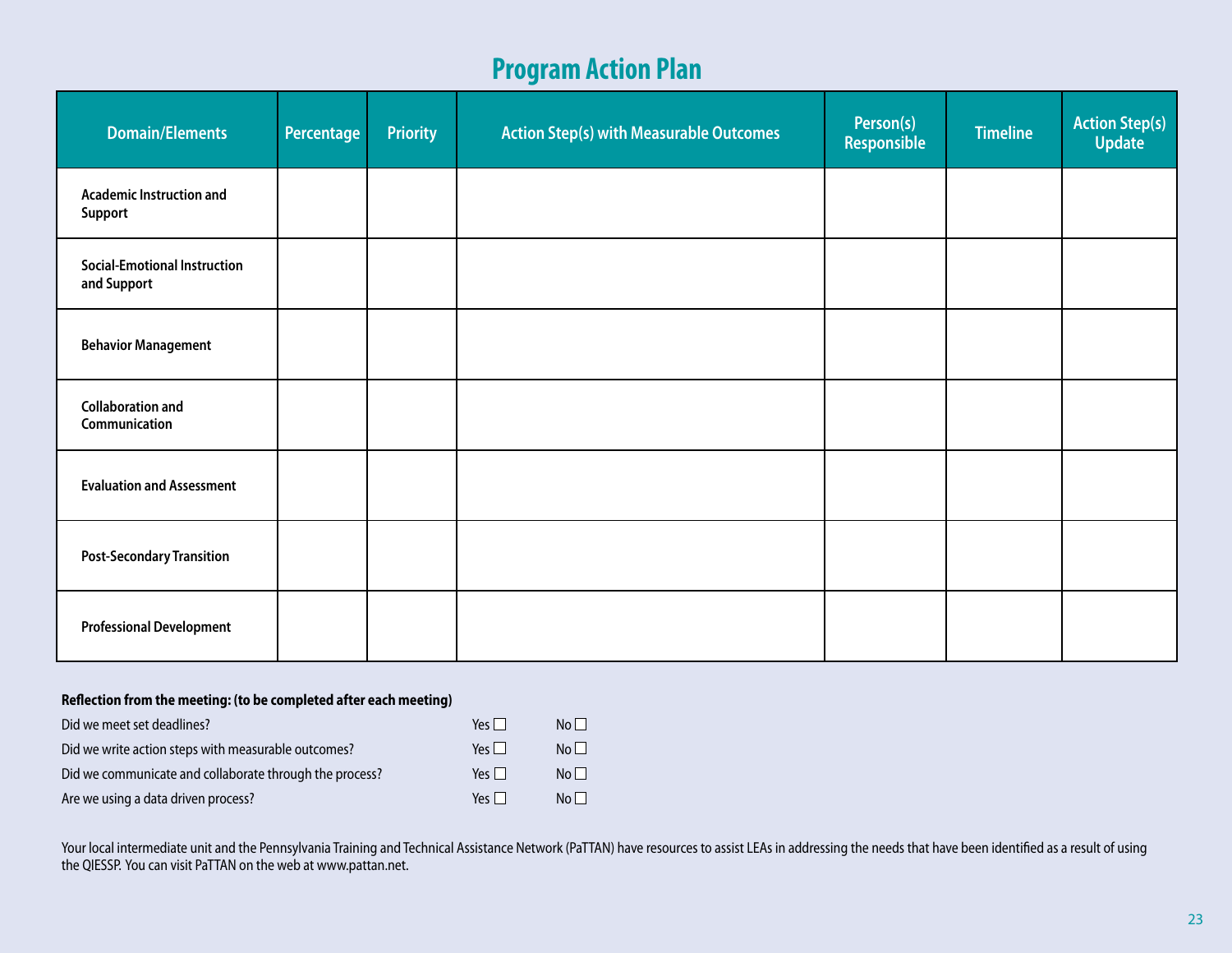# Program Action Plan

| Domain/Elements | Percentage | Priority | Action Step(s) with Measurable Outcomes | Person(s) Responsible | Timeline | Action Step(s) Update |
|---|---|---|---|---|---|---|
| **Academic Instruction and Support** | | | | | | |
| **Social-Emotional Instruction and Support** | | | | | | |
| **Behavior Management** | | | | | | |
| **Collaboration and Communication** | | | | | | |
| **Evaluation and Assessment** | | | | | | |
| **Post-Secondary Transition** | | | | | | |
| **Professional Development** | | | | | | |

**Reflection from the meeting: (to be completed after each meeting)**

| | | |
|---|---|---|
| Did we meet set deadlines? | Yes ☐ | No ☐ |
| Did we write action steps with measurable outcomes? | Yes ☐ | No ☐ |
| Did we communicate and collaborate through the process? | Yes ☐ | No ☐ |
| Are we using a data driven process? | Yes ☐ | No ☐ |

Your local intermediate unit and the Pennsylvania Training and Technical Assistance Network (PaTTAN) have resources to assist LEAs in addressing the needs that have been identified as a result of using the QIESSP. You can visit PaTTAN on the web at www.pattan.net.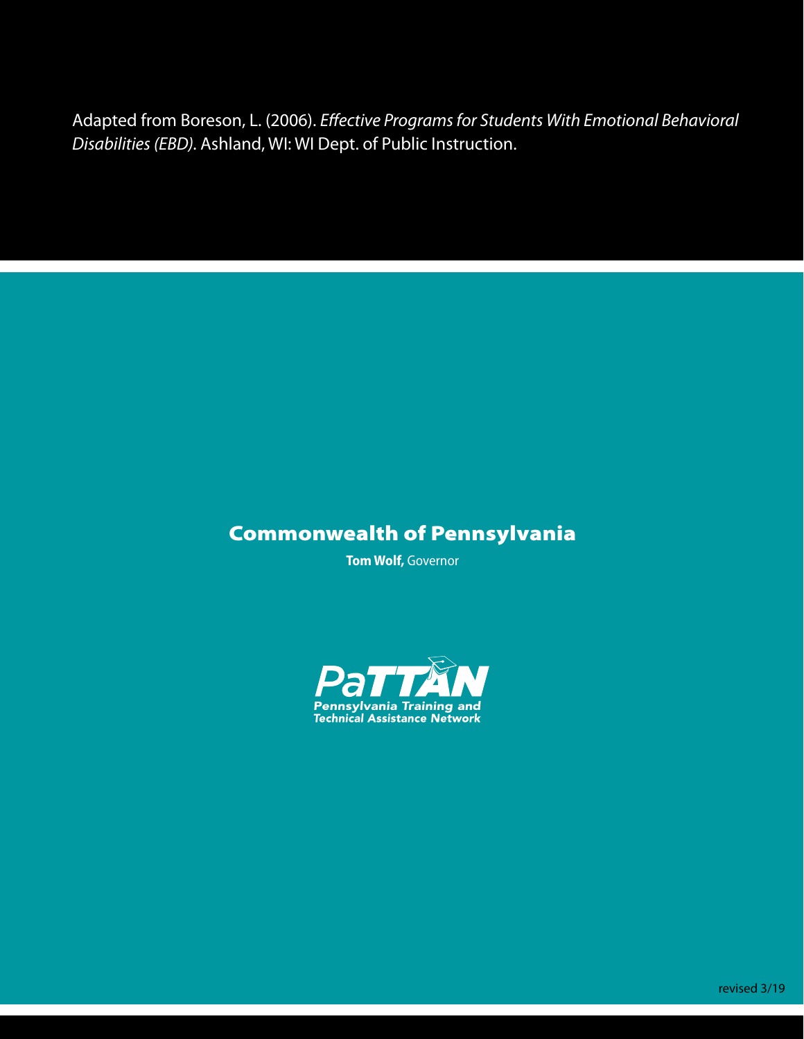Adapted from Boreson, L. (2006). *Effective Programs for Students With Emotional Behavioral Disabilities (EBD)*. Ashland, WI: WI Dept. of Public Instruction.

## Commonwealth of Pennsylvania

**Tom Wolf,** Governor

PaTTAN

Pennsylvania Training and Technical Assistance Network

revised 3/19